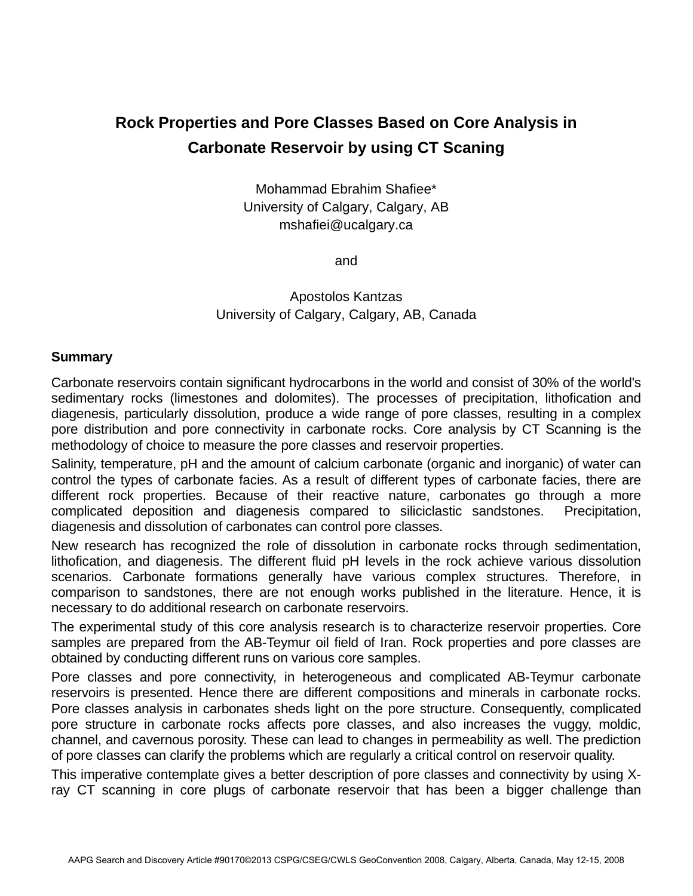# Rock Properties and Pore Classes Based on Core Analysis in Carbonate Reservoir by using CT Scaning

Mohammad Ebrahim Shafiee*
University of Calgary, Calgary, AB
mshafiei@ucalgary.ca

and

Apostolos Kantzas
University of Calgary, Calgary, AB, Canada

## Summary

Carbonate reservoirs contain significant hydrocarbons in the world and consist of 30% of the world's sedimentary rocks (limestones and dolomites). The processes of precipitation, lithofication and diagenesis, particularly dissolution, produce a wide range of pore classes, resulting in a complex pore distribution and pore connectivity in carbonate rocks. Core analysis by CT Scanning is the methodology of choice to measure the pore classes and reservoir properties.

Salinity, temperature, pH and the amount of calcium carbonate (organic and inorganic) of water can control the types of carbonate facies. As a result of different types of carbonate facies, there are different rock properties. Because of their reactive nature, carbonates go through a more complicated deposition and diagenesis compared to siliciclastic sandstones. Precipitation, diagenesis and dissolution of carbonates can control pore classes.

New research has recognized the role of dissolution in carbonate rocks through sedimentation, lithofication, and diagenesis. The different fluid pH levels in the rock achieve various dissolution scenarios. Carbonate formations generally have various complex structures. Therefore, in comparison to sandstones, there are not enough works published in the literature. Hence, it is necessary to do additional research on carbonate reservoirs.

The experimental study of this core analysis research is to characterize reservoir properties. Core samples are prepared from the AB-Teymur oil field of Iran. Rock properties and pore classes are obtained by conducting different runs on various core samples.

Pore classes and pore connectivity, in heterogeneous and complicated AB-Teymur carbonate reservoirs is presented. Hence there are different compositions and minerals in carbonate rocks. Pore classes analysis in carbonates sheds light on the pore structure. Consequently, complicated pore structure in carbonate rocks affects pore classes, and also increases the vuggy, moldic, channel, and cavernous porosity. These can lead to changes in permeability as well. The prediction of pore classes can clarify the problems which are regularly a critical control on reservoir quality.

This imperative contemplate gives a better description of pore classes and connectivity by using X-ray CT scanning in core plugs of carbonate reservoir that has been a bigger challenge than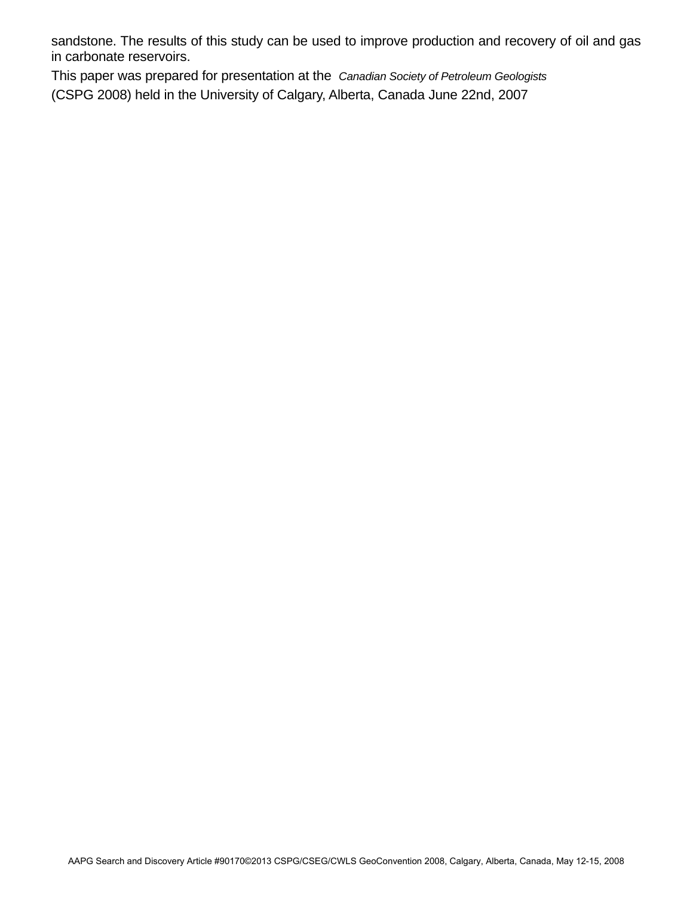sandstone. The results of this study can be used to improve production and recovery of oil and gas in carbonate reservoirs.

This paper was prepared for presentation at the *Canadian Society of Petroleum Geologists* (CSPG 2008) held in the University of Calgary, Alberta, Canada June 22nd, 2007